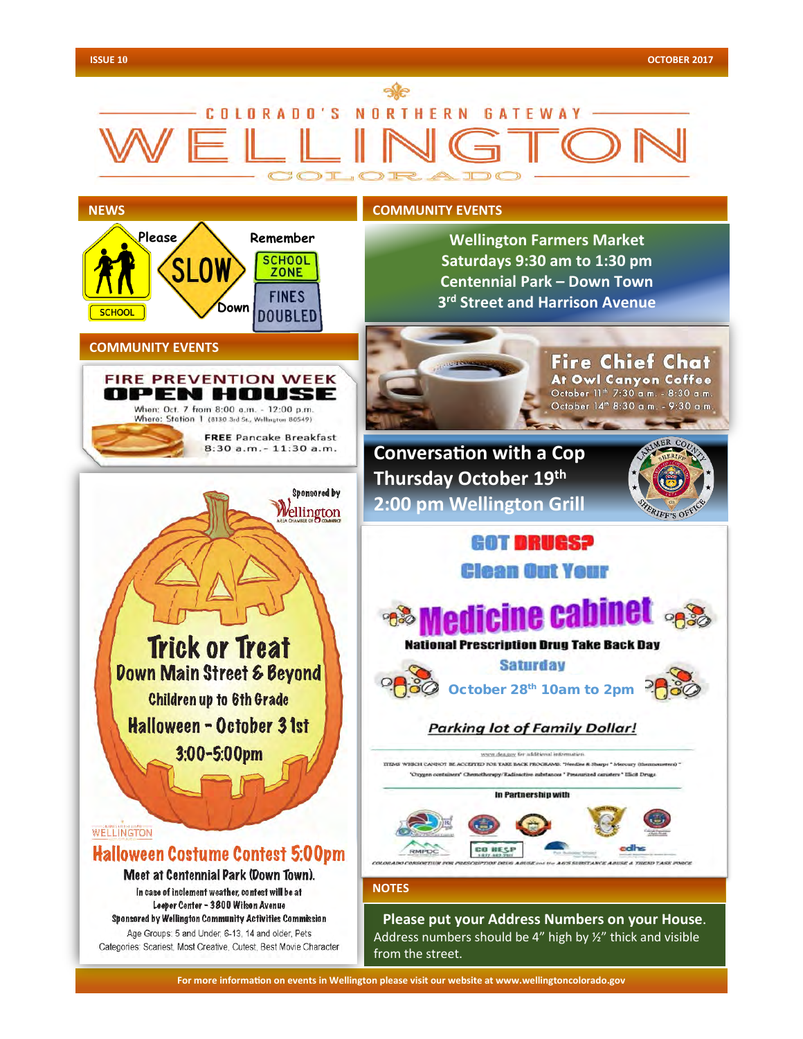# COLORADO'S NORTHERN GATEWAY

# WELLINGTON

## COLORADO

## NEWS

Please SLOW Down

Remember SCHOOL ZONE FINES DOUBLED

SCHOOL

## COMMUNITY EVENTS

**FIRE PREVENTION WEEK**

**OPEN HOUSE**

When: Oct. 7 from 8:00 a.m. - 12:00 p.m.
Where: Station 1 (8130 3rd St., Wellington 80549)

**FREE** Pancake Breakfast
8:30 a.m.- 11:30 a.m.

Sponsored by Wellington Area Chamber of Commerce

**Trick or Treat**
**Down Main Street & Beyond**
Children up to 6th Grade
**Halloween - October 31st**
**3:00-5:00pm**

WELLINGTON

**Halloween Costume Contest 5:00pm**

Meet at Centennial Park (Down Town).

In case of inclement weather, contest will be at Leeper Center - 3800 Wilson Avenue

Sponsored by Wellington Community Activities Commission

Age Groups: 5 and Under, 6-13, 14 and older, Pets

Categories: Scariest, Most Creative, Cutest, Best Movie Character

## COMMUNITY EVENTS

**Wellington Farmers Market**
**Saturdays 9:30 am to 1:30 pm**
**Centennial Park – Down Town**
**3rd Street and Harrison Avenue**

**Fire Chief Chat**
At Owl Canyon Coffee
October 11th 7:30 a.m. - 8:30 a.m.
October 14th 8:30 a.m. - 9:30 a.m.

**Conversation with a Cop**
**Thursday October 19th**
**2:00 pm Wellington Grill**

LARIMER COUNTY SHERIFF'S OFFICE

**GOT DRUGS?**
**Clean Out Your**
**Medicine cabinet**

**National Prescription Drug Take Back Day**

**Saturday**
**October 28th 10am to 2pm**

***Parking lot of Family Dollar!***

www.dea.gov for additional information

ITEMS WHICH CANNOT BE ACCEPTED FOR TAKE BACK PROGRAMS: *Needles & Sharps* *Mercury (thermometers)* *Oxygen containers* Chemotherapy/Radioactive substances * Pressurized canisters * Illicit Drugs

In Partnership with

RMPDC   CO HESP   cdhs

COLORADO CONSORTIUM FOR PRESCRIPTION DRUG ABUSE and the AG'S SUBSTANCE ABUSE & TREND TASK FORCE

## NOTES

**Please put your Address Numbers on your House**. Address numbers should be 4" high by ½" thick and visible from the street.

For more information on events in Wellington please visit our website at www.wellingtoncolorado.gov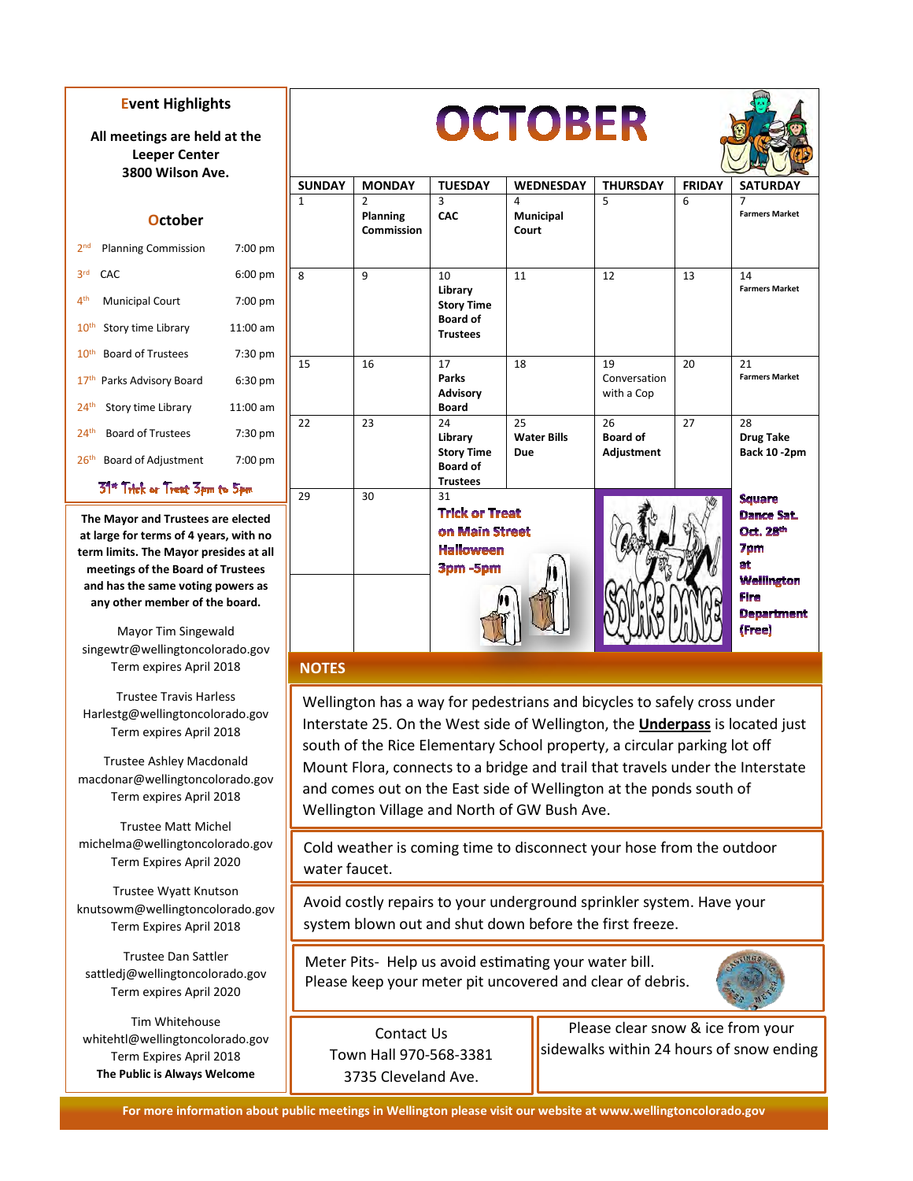## Event Highlights

**All meetings are held at the Leeper Center 3800 Wilson Ave.**

### October

| | | |
|---|---|---|
| 2nd | Planning Commission | 7:00 pm |
| 3rd | CAC | 6:00 pm |
| 4th | Municipal Court | 7:00 pm |
| 10th | Story time Library | 11:00 am |
| 10th | Board of Trustees | 7:30 pm |
| 17th | Parks Advisory Board | 6:30 pm |
| 24th | Story time Library | 11:00 am |
| 24th | Board of Trustees | 7:30 pm |
| 26th | Board of Adjustment | 7:00 pm |

31st Trick or Treat 3pm to 5pm

**The Mayor and Trustees are elected at large for terms of 4 years, with no term limits. The Mayor presides at all meetings of the Board of Trustees and has the same voting powers as any other member of the board.**

Mayor Tim Singewald
singewtr@wellingtoncolorado.gov
Term expires April 2018

Trustee Travis Harless
Harlestg@wellingtoncolorado.gov
Term expires April 2018

Trustee Ashley Macdonald
macdonar@wellingtoncolorado.gov
Term expires April 2018

Trustee Matt Michel
michelma@wellingtoncolorado.gov
Term Expires April 2020

Trustee Wyatt Knutson
knutsowm@wellingtoncolorado.gov
Term Expires April 2018

Trustee Dan Sattler
sattledj@wellingtoncolorado.gov
Term expires April 2020

Tim Whitehouse
whitehtl@wellingtoncolorado.gov
Term Expires April 2018

**The Public is Always Welcome**

# OCTOBER

| SUNDAY | MONDAY | TUESDAY | WEDNESDAY | THURSDAY | FRIDAY | SATURDAY |
|---|---|---|---|---|---|---|
| 1 | 2 **Planning Commission** | 3 **CAC** | 4 **Municipal Court** | 5 | 6 | 7 **Farmers Market** |
| 8 | 9 | 10 **Library Story Time Board of Trustees** | 11 | 12 | 13 | 14 **Farmers Market** |
| 15 | 16 | 17 **Parks Advisory Board** | 18 | 19 Conversation with a Cop | 20 | 21 **Farmers Market** |
| 22 | 23 | 24 **Library Story Time Board of Trustees** | 25 **Water Bills Due** | 26 **Board of Adjustment** | 27 | 28 **Drug Take Back 10 -2pm** |
| 29 | 30 | 31 **Trick or Treat on Main Street Halloween 3pm -5pm** | | | | **Square Dance Sat. Oct. 28th 7pm at Wellington Fire Department (Free)** |

## NOTES

Wellington has a way for pedestrians and bicycles to safely cross under Interstate 25. On the West side of Wellington, the **Underpass** is located just south of the Rice Elementary School property, a circular parking lot off Mount Flora, connects to a bridge and trail that travels under the Interstate and comes out on the East side of Wellington at the ponds south of Wellington Village and North of GW Bush Ave.

Cold weather is coming time to disconnect your hose from the outdoor water faucet.

Avoid costly repairs to your underground sprinkler system. Have your system blown out and shut down before the first freeze.

Meter Pits- Help us avoid estimating your water bill.
Please keep your meter pit uncovered and clear of debris.

Contact Us
Town Hall 970-568-3381
3735 Cleveland Ave.

Please clear snow & ice from your sidewalks within 24 hours of snow ending

**For more information about public meetings in Wellington please visit our website at www.wellingtoncolorado.gov**